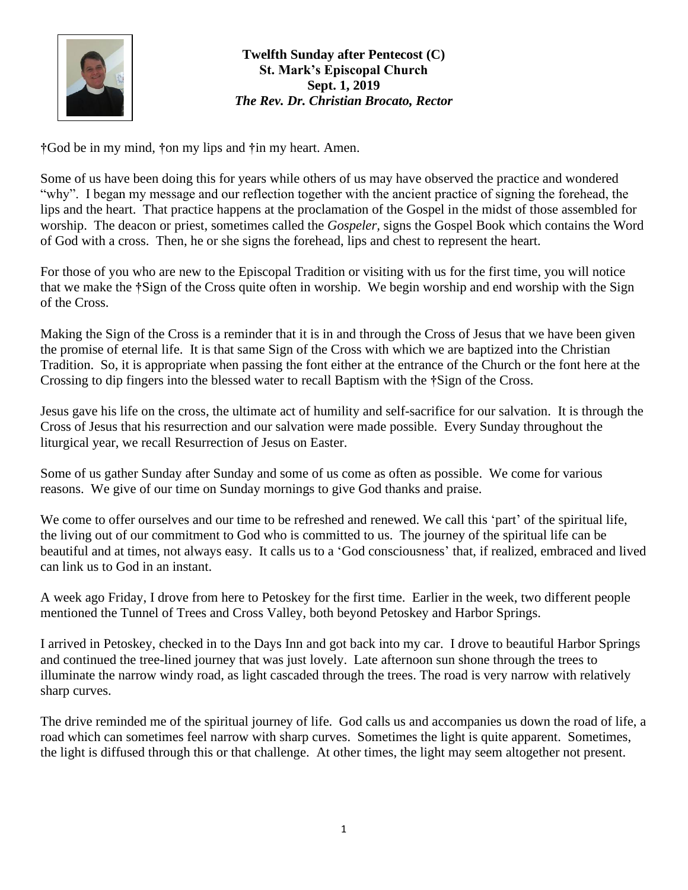**Twelfth Sunday after Pentecost (C)**
**St. Mark's Episcopal Church**
**Sept. 1, 2019**
***The Rev. Dr. Christian Brocato, Rector***

†God be in my mind, †on my lips and †in my heart. Amen.

Some of us have been doing this for years while others of us may have observed the practice and wondered "why". I began my message and our reflection together with the ancient practice of signing the forehead, the lips and the heart. That practice happens at the proclamation of the Gospel in the midst of those assembled for worship. The deacon or priest, sometimes called the *Gospeler,* signs the Gospel Book which contains the Word of God with a cross. Then, he or she signs the forehead, lips and chest to represent the heart.

For those of you who are new to the Episcopal Tradition or visiting with us for the first time, you will notice that we make the †Sign of the Cross quite often in worship. We begin worship and end worship with the Sign of the Cross.

Making the Sign of the Cross is a reminder that it is in and through the Cross of Jesus that we have been given the promise of eternal life. It is that same Sign of the Cross with which we are baptized into the Christian Tradition. So, it is appropriate when passing the font either at the entrance of the Church or the font here at the Crossing to dip fingers into the blessed water to recall Baptism with the †Sign of the Cross.

Jesus gave his life on the cross, the ultimate act of humility and self-sacrifice for our salvation. It is through the Cross of Jesus that his resurrection and our salvation were made possible. Every Sunday throughout the liturgical year, we recall Resurrection of Jesus on Easter.

Some of us gather Sunday after Sunday and some of us come as often as possible. We come for various reasons. We give of our time on Sunday mornings to give God thanks and praise.

We come to offer ourselves and our time to be refreshed and renewed. We call this 'part' of the spiritual life, the living out of our commitment to God who is committed to us. The journey of the spiritual life can be beautiful and at times, not always easy. It calls us to a 'God consciousness' that, if realized, embraced and lived can link us to God in an instant.

A week ago Friday, I drove from here to Petoskey for the first time. Earlier in the week, two different people mentioned the Tunnel of Trees and Cross Valley, both beyond Petoskey and Harbor Springs.

I arrived in Petoskey, checked in to the Days Inn and got back into my car. I drove to beautiful Harbor Springs and continued the tree-lined journey that was just lovely. Late afternoon sun shone through the trees to illuminate the narrow windy road, as light cascaded through the trees. The road is very narrow with relatively sharp curves.

The drive reminded me of the spiritual journey of life. God calls us and accompanies us down the road of life, a road which can sometimes feel narrow with sharp curves. Sometimes the light is quite apparent. Sometimes, the light is diffused through this or that challenge. At other times, the light may seem altogether not present.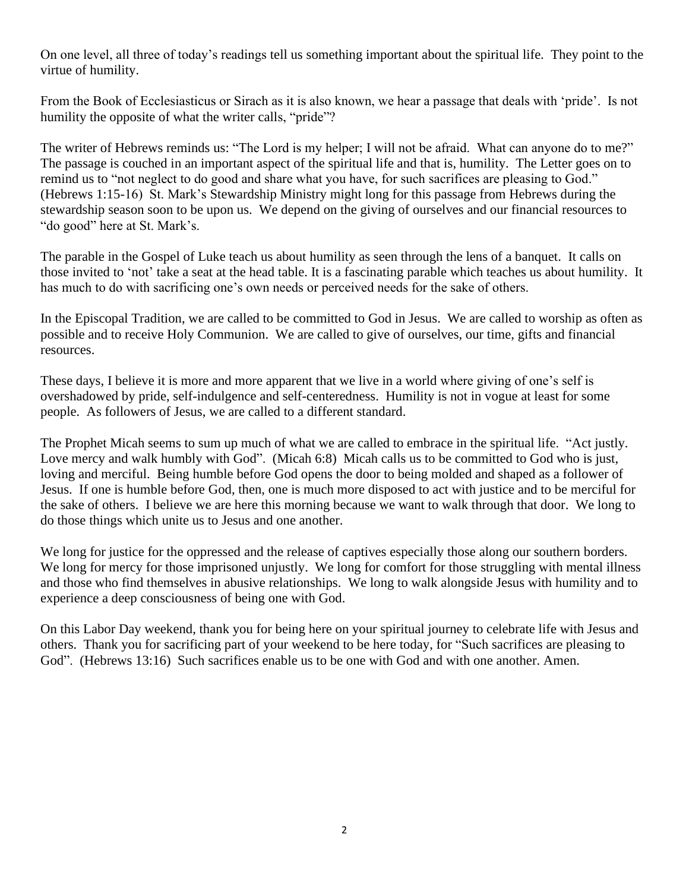On one level, all three of today's readings tell us something important about the spiritual life. They point to the virtue of humility.

From the Book of Ecclesiasticus or Sirach as it is also known, we hear a passage that deals with 'pride'. Is not humility the opposite of what the writer calls, "pride"?

The writer of Hebrews reminds us: "The Lord is my helper; I will not be afraid. What can anyone do to me?" The passage is couched in an important aspect of the spiritual life and that is, humility. The Letter goes on to remind us to "not neglect to do good and share what you have, for such sacrifices are pleasing to God." (Hebrews 1:15-16) St. Mark's Stewardship Ministry might long for this passage from Hebrews during the stewardship season soon to be upon us. We depend on the giving of ourselves and our financial resources to "do good" here at St. Mark's.

The parable in the Gospel of Luke teach us about humility as seen through the lens of a banquet. It calls on those invited to 'not' take a seat at the head table. It is a fascinating parable which teaches us about humility. It has much to do with sacrificing one's own needs or perceived needs for the sake of others.

In the Episcopal Tradition, we are called to be committed to God in Jesus. We are called to worship as often as possible and to receive Holy Communion. We are called to give of ourselves, our time, gifts and financial resources.

These days, I believe it is more and more apparent that we live in a world where giving of one's self is overshadowed by pride, self-indulgence and self-centeredness. Humility is not in vogue at least for some people. As followers of Jesus, we are called to a different standard.

The Prophet Micah seems to sum up much of what we are called to embrace in the spiritual life. "Act justly. Love mercy and walk humbly with God". (Micah 6:8) Micah calls us to be committed to God who is just, loving and merciful. Being humble before God opens the door to being molded and shaped as a follower of Jesus. If one is humble before God, then, one is much more disposed to act with justice and to be merciful for the sake of others. I believe we are here this morning because we want to walk through that door. We long to do those things which unite us to Jesus and one another.

We long for justice for the oppressed and the release of captives especially those along our southern borders. We long for mercy for those imprisoned unjustly. We long for comfort for those struggling with mental illness and those who find themselves in abusive relationships. We long to walk alongside Jesus with humility and to experience a deep consciousness of being one with God.

On this Labor Day weekend, thank you for being here on your spiritual journey to celebrate life with Jesus and others. Thank you for sacrificing part of your weekend to be here today, for "Such sacrifices are pleasing to God". (Hebrews 13:16) Such sacrifices enable us to be one with God and with one another. Amen.